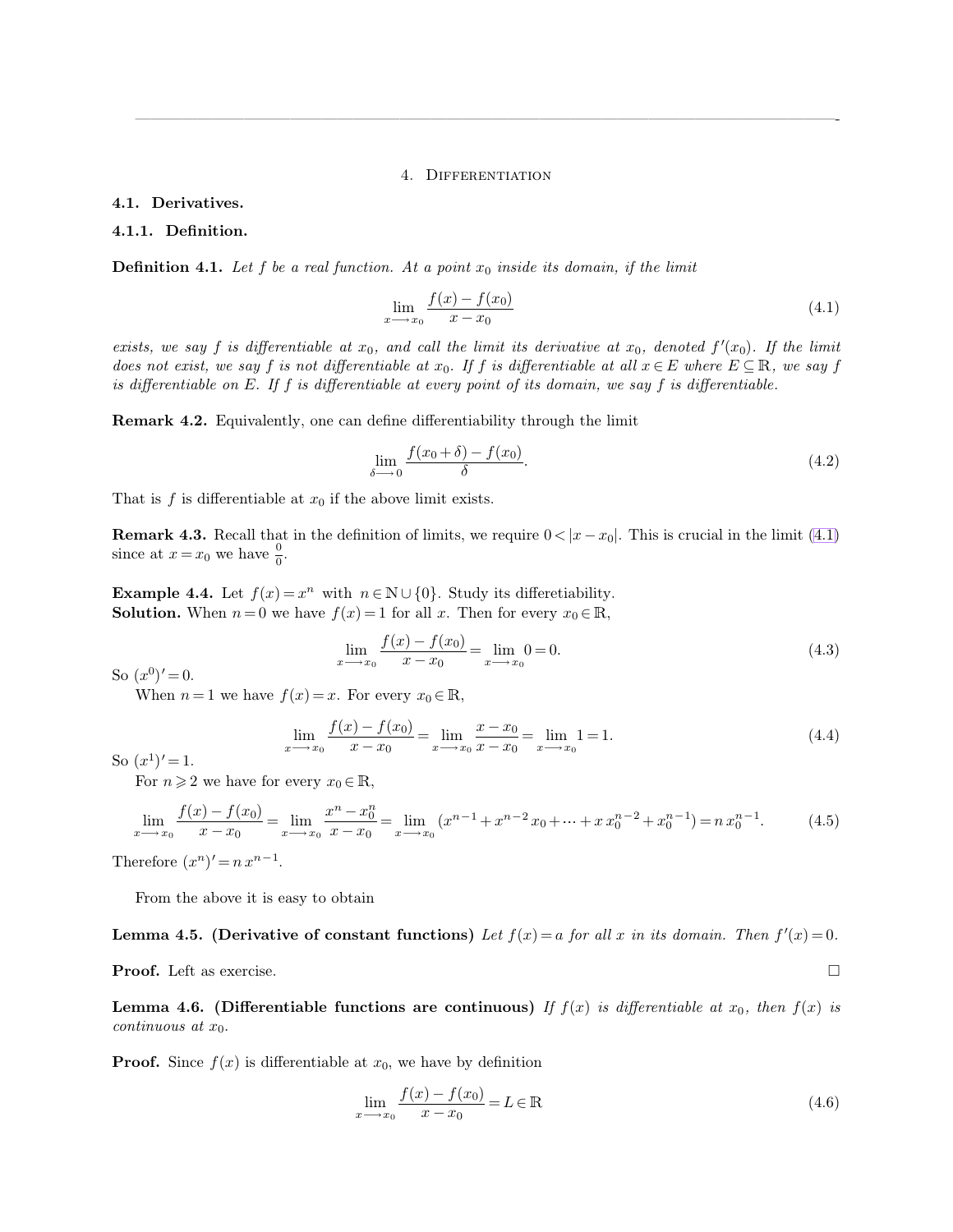# 4. Differentiation

## 4.1. Derivatives.

### 4.1.1. Definition.

**Definition 4.1.** *Let $f$ be a real function. At a point $x_0$ inside its domain, if the limit*

$$\lim_{x \longrightarrow x_0} \frac{f(x) - f(x_0)}{x - x_0} \tag{4.1}$$

*exists, we say $f$ is differentiable at $x_0$, and call the limit its derivative at $x_0$, denoted $f'(x_0)$. If the limit does not exist, we say $f$ is not differentiable at $x_0$. If $f$ is differentiable at all $x \in E$ where $E \subseteq \mathbb{R}$, we say $f$ is differentiable on $E$. If $f$ is differentiable at every point of its domain, we say $f$ is differentiable.*

**Remark 4.2.** Equivalently, one can define differentiability through the limit

$$\lim_{\delta \longrightarrow 0} \frac{f(x_0 + \delta) - f(x_0)}{\delta}. \tag{4.2}$$

That is $f$ is differentiable at $x_0$ if the above limit exists.

**Remark 4.3.** Recall that in the definition of limits, we require $0 < |x - x_0|$. This is crucial in the limit (4.1) since at $x = x_0$ we have $\frac{0}{0}$.

**Example 4.4.** Let $f(x) = x^n$ with $n \in \mathbb{N} \cup \{0\}$. Study its differetiability.
**Solution.** When $n = 0$ we have $f(x) = 1$ for all $x$. Then for every $x_0 \in \mathbb{R}$,

$$\lim_{x \longrightarrow x_0} \frac{f(x) - f(x_0)}{x - x_0} = \lim_{x \longrightarrow x_0} 0 = 0. \tag{4.3}$$

So $(x^0)' = 0$.

When $n = 1$ we have $f(x) = x$. For every $x_0 \in \mathbb{R}$,

$$\lim_{x \longrightarrow x_0} \frac{f(x) - f(x_0)}{x - x_0} = \lim_{x \longrightarrow x_0} \frac{x - x_0}{x - x_0} = \lim_{x \longrightarrow x_0} 1 = 1. \tag{4.4}$$

So $(x^1)' = 1$.

For $n \geqslant 2$ we have for every $x_0 \in \mathbb{R}$,

$$\lim_{x \longrightarrow x_0} \frac{f(x) - f(x_0)}{x - x_0} = \lim_{x \longrightarrow x_0} \frac{x^n - x_0^n}{x - x_0} = \lim_{x \longrightarrow x_0} (x^{n-1} + x^{n-2} x_0 + \cdots + x\, x_0^{n-2} + x_0^{n-1}) = n\, x_0^{n-1}. \tag{4.5}$$

Therefore $(x^n)' = n\, x^{n-1}$.

From the above it is easy to obtain

**Lemma 4.5. (Derivative of constant functions)** *Let $f(x) = a$ for all $x$ in its domain. Then $f'(x) = 0$.*

**Proof.** Left as exercise. □

**Lemma 4.6. (Differentiable functions are continuous)** *If $f(x)$ is differentiable at $x_0$, then $f(x)$ is continuous at $x_0$.*

**Proof.** Since $f(x)$ is differentiable at $x_0$, we have by definition

$$\lim_{x \longrightarrow x_0} \frac{f(x) - f(x_0)}{x - x_0} = L \in \mathbb{R} \tag{4.6}$$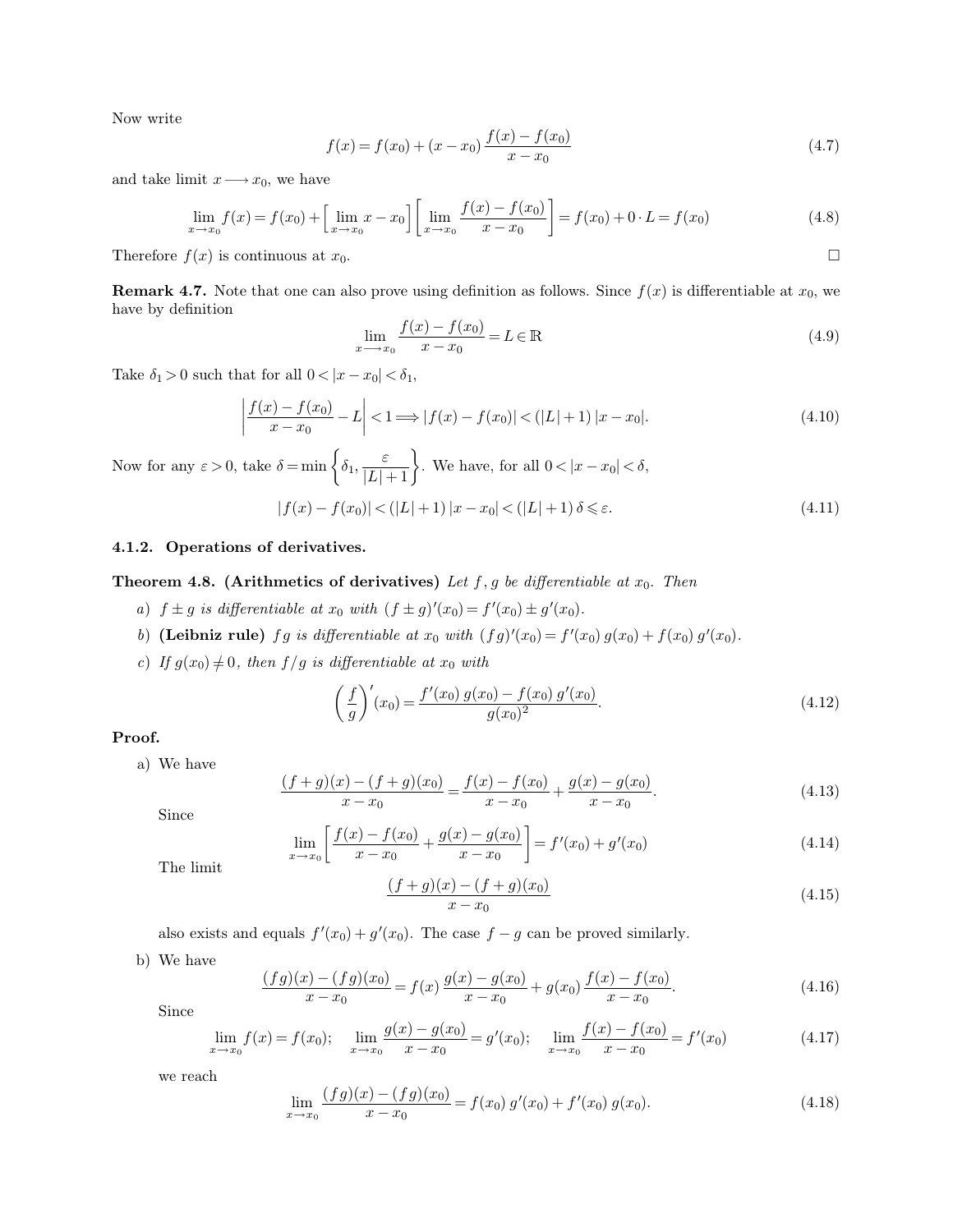Now write

$$f(x) = f(x_0) + (x - x_0)\, \frac{f(x) - f(x_0)}{x - x_0} \tag{4.7}$$

and take limit $x \longrightarrow x_0$, we have

$$\lim_{x \to x_0} f(x) = f(x_0) + \Big[\lim_{x \to x_0} x - x_0\Big] \left[\lim_{x \to x_0} \frac{f(x) - f(x_0)}{x - x_0}\right] = f(x_0) + 0 \cdot L = f(x_0) \tag{4.8}$$

Therefore $f(x)$ is continuous at $x_0$. □

**Remark 4.7.** Note that one can also prove using definition as follows. Since $f(x)$ is differentiable at $x_0$, we have by definition

$$\lim_{x \longrightarrow x_0} \frac{f(x) - f(x_0)}{x - x_0} = L \in \mathbb{R} \tag{4.9}$$

Take $\delta_1 > 0$ such that for all $0 < |x - x_0| < \delta_1$,

$$\left| \frac{f(x) - f(x_0)}{x - x_0} - L \right| < 1 \Longrightarrow |f(x) - f(x_0)| < (|L| + 1)\, |x - x_0|. \tag{4.10}$$

Now for any $\varepsilon > 0$, take $\delta = \min\left\{\delta_1, \frac{\varepsilon}{|L| + 1}\right\}$. We have, for all $0 < |x - x_0| < \delta$,

$$|f(x) - f(x_0)| < (|L| + 1)\, |x - x_0| < (|L| + 1)\, \delta \leqslant \varepsilon. \tag{4.11}$$

### 4.1.2. Operations of derivatives.

**Theorem 4.8. (Arithmetics of derivatives)** *Let $f, g$ be differentiable at $x_0$. Then*

*a) $f \pm g$ is differentiable at $x_0$ with $(f \pm g)'(x_0) = f'(x_0) \pm g'(x_0)$.*

*b) **(Leibniz rule)** $fg$ is differentiable at $x_0$ with $(fg)'(x_0) = f'(x_0)\, g(x_0) + f(x_0)\, g'(x_0)$.*

*c) If $g(x_0) \neq 0$, then $f/g$ is differentiable at $x_0$ with*

$$\left(\frac{f}{g}\right)'(x_0) = \frac{f'(x_0)\, g(x_0) - f(x_0)\, g'(x_0)}{g(x_0)^2}. \tag{4.12}$$

**Proof.**

a) We have

$$\frac{(f+g)(x) - (f+g)(x_0)}{x - x_0} = \frac{f(x) - f(x_0)}{x - x_0} + \frac{g(x) - g(x_0)}{x - x_0}. \tag{4.13}$$

Since

$$\lim_{x \to x_0} \left[\frac{f(x) - f(x_0)}{x - x_0} + \frac{g(x) - g(x_0)}{x - x_0}\right] = f'(x_0) + g'(x_0) \tag{4.14}$$

The limit

$$\frac{(f+g)(x) - (f+g)(x_0)}{x - x_0} \tag{4.15}$$

also exists and equals $f'(x_0) + g'(x_0)$. The case $f - g$ can be proved similarly.

b) We have

$$\frac{(fg)(x) - (fg)(x_0)}{x - x_0} = f(x)\, \frac{g(x) - g(x_0)}{x - x_0} + g(x_0)\, \frac{f(x) - f(x_0)}{x - x_0}. \tag{4.16}$$

Since

$$\lim_{x \to x_0} f(x) = f(x_0); \quad \lim_{x \to x_0} \frac{g(x) - g(x_0)}{x - x_0} = g'(x_0); \quad \lim_{x \to x_0} \frac{f(x) - f(x_0)}{x - x_0} = f'(x_0) \tag{4.17}$$

we reach

$$\lim_{x \to x_0} \frac{(fg)(x) - (fg)(x_0)}{x - x_0} = f(x_0)\, g'(x_0) + f'(x_0)\, g(x_0). \tag{4.18}$$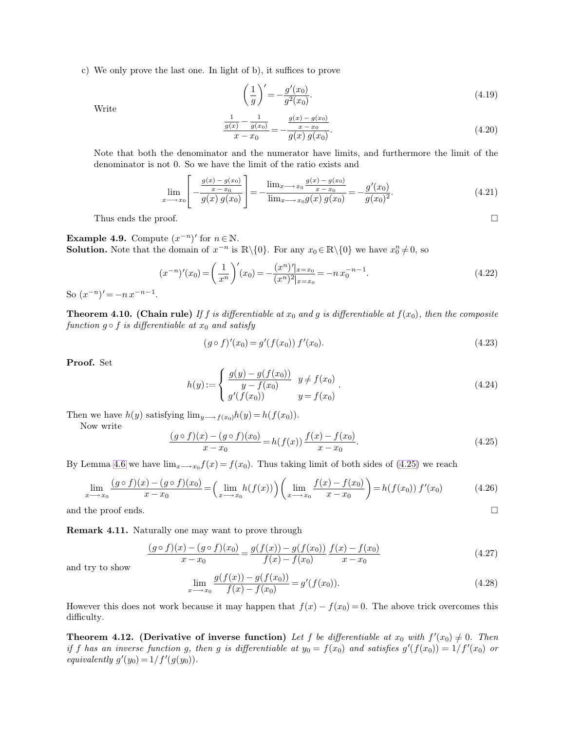c) We only prove the last one. In light of b), it suffices to prove

$$\left(\frac{1}{g}\right)' = -\frac{g'(x_0)}{g^2(x_0)}. \tag{4.19}$$

Write

$$\frac{\frac{1}{g(x)} - \frac{1}{g(x_0)}}{x - x_0} = -\frac{\frac{g(x) - g(x_0)}{x - x_0}}{g(x)\, g(x_0)}. \tag{4.20}$$

Note that both the denominator and the numerator have limits, and furthermore the limit of the denominator is not 0. So we have the limit of the ratio exists and

$$\lim_{x \longrightarrow x_0} \left[ -\frac{\frac{g(x) - g(x_0)}{x - x_0}}{g(x)\, g(x_0)} \right] = -\frac{\lim_{x \longrightarrow x_0} \frac{g(x) - g(x_0)}{x - x_0}}{\lim_{x \longrightarrow x_0} g(x)\, g(x_0)} = -\frac{g'(x_0)}{g(x_0)^2}. \tag{4.21}$$

Thus ends the proof. □

**Example 4.9.** Compute $(x^{-n})'$ for $n \in \mathbb{N}$.
**Solution.** Note that the domain of $x^{-n}$ is $\mathbb{R} \backslash \{0\}$. For any $x_0 \in \mathbb{R} \backslash \{0\}$ we have $x_0^n \neq 0$, so

$$(x^{-n})'(x_0) = \left(\frac{1}{x^n}\right)'(x_0) = -\frac{(x^n)'|_{x = x_0}}{(x^n)^2|_{x = x_0}} = -n\, x_0^{-n-1}. \tag{4.22}$$

So $(x^{-n})' = -n\, x^{-n-1}$.

**Theorem 4.10. (Chain rule)** *If $f$ is differentiable at $x_0$ and $g$ is differentiable at $f(x_0)$, then the composite function $g \circ f$ is differentiable at $x_0$ and satisfy*

$$(g \circ f)'(x_0) = g'(f(x_0))\, f'(x_0). \tag{4.23}$$

**Proof.** Set

$$h(y) := \begin{cases} \dfrac{g(y) - g(f(x_0))}{y - f(x_0)} & y \neq f(x_0) \\ g'(f(x_0)) & y = f(x_0) \end{cases}. \tag{4.24}$$

Then we have $h(y)$ satisfying $\lim_{y \longrightarrow f(x_0)} h(y) = h(f(x_0))$.

Now write

$$\frac{(g \circ f)(x) - (g \circ f)(x_0)}{x - x_0} = h(f(x))\, \frac{f(x) - f(x_0)}{x - x_0}. \tag{4.25}$$

By Lemma 4.6 we have $\lim_{x \longrightarrow x_0} f(x) = f(x_0)$. Thus taking limit of both sides of (4.25) we reach

$$\lim_{x \longrightarrow x_0} \frac{(g \circ f)(x) - (g \circ f)(x_0)}{x - x_0} = \left(\lim_{x \longrightarrow x_0} h(f(x))\right)\left(\lim_{x \longrightarrow x_0} \frac{f(x) - f(x_0)}{x - x_0}\right) = h(f(x_0))\, f'(x_0) \tag{4.26}$$

and the proof ends. □

**Remark 4.11.** Naturally one may want to prove through

$$\frac{(g \circ f)(x) - (g \circ f)(x_0)}{x - x_0} = \frac{g(f(x)) - g(f(x_0))}{f(x) - f(x_0)}\, \frac{f(x) - f(x_0)}{x - x_0} \tag{4.27}$$

and try to show

$$\lim_{x \longrightarrow x_0} \frac{g(f(x)) - g(f(x_0))}{f(x) - f(x_0)} = g'(f(x_0)). \tag{4.28}$$

However this does not work because it may happen that $f(x) - f(x_0) = 0$. The above trick overcomes this difficulty.

**Theorem 4.12. (Derivative of inverse function)** *Let $f$ be differentiable at $x_0$ with $f'(x_0) \neq 0$. Then if $f$ has an inverse function $g$, then $g$ is differentiable at $y_0 = f(x_0)$ and satisfies $g'(f(x_0)) = 1/f'(x_0)$ or equivalently $g'(y_0) = 1/f'(g(y_0))$.*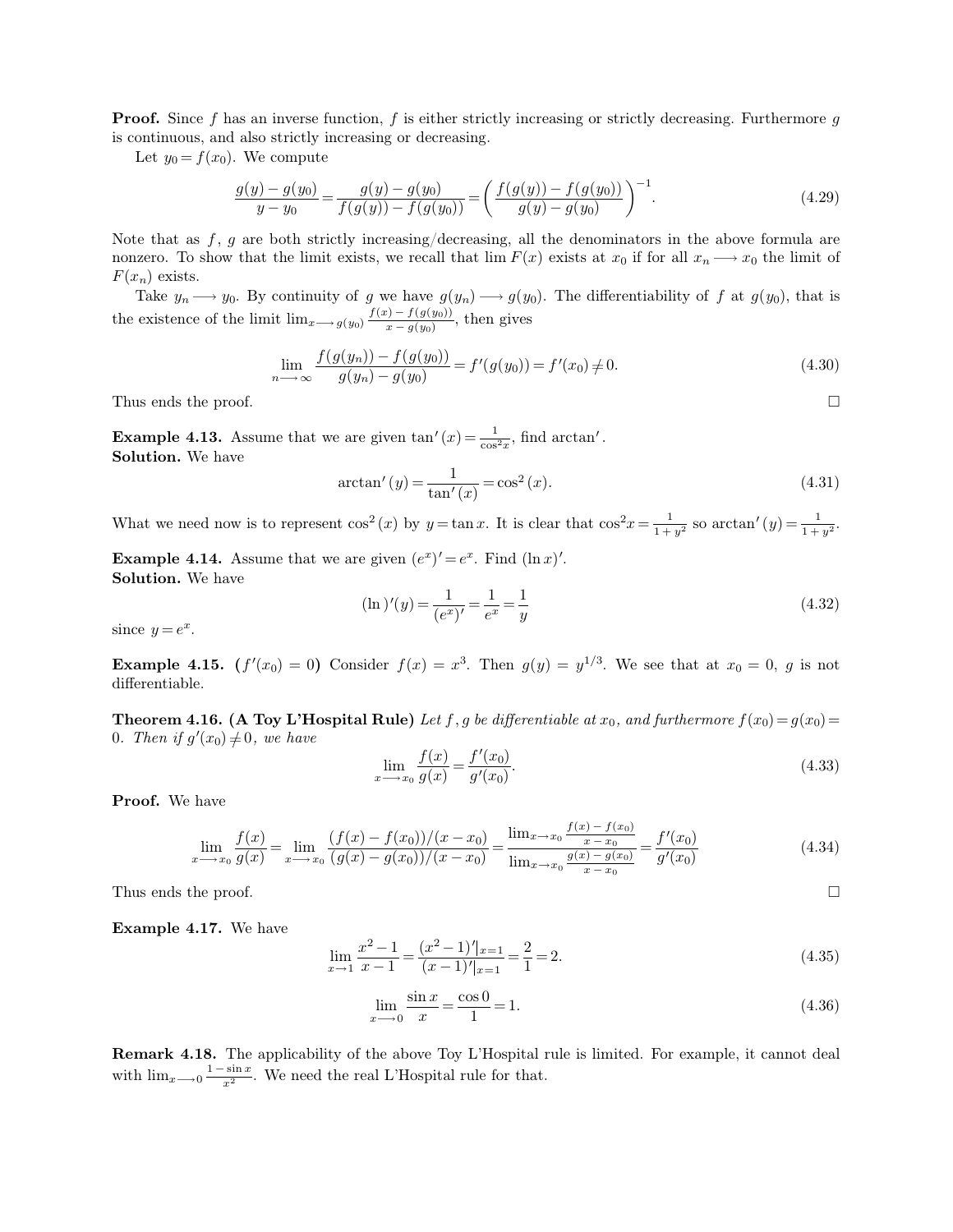**Proof.** Since $f$ has an inverse function, $f$ is either strictly increasing or strictly decreasing. Furthermore $g$ is continuous, and also strictly increasing or decreasing.

Let $y_0 = f(x_0)$. We compute

$$\frac{g(y) - g(y_0)}{y - y_0} = \frac{g(y) - g(y_0)}{f(g(y)) - f(g(y_0))} = \left(\frac{f(g(y)) - f(g(y_0))}{g(y) - g(y_0)}\right)^{-1}. \tag{4.29}$$

Note that as $f$, $g$ are both strictly increasing/decreasing, all the denominators in the above formula are nonzero. To show that the limit exists, we recall that $\lim F(x)$ exists at $x_0$ if for all $x_n \longrightarrow x_0$ the limit of $F(x_n)$ exists.

Take $y_n \longrightarrow y_0$. By continuity of $g$ we have $g(y_n) \longrightarrow g(y_0)$. The differentiability of $f$ at $g(y_0)$, that is the existence of the limit $\lim_{x \longrightarrow g(y_0)} \frac{f(x) - f(g(y_0))}{x - g(y_0)}$, then gives

$$\lim_{n \longrightarrow \infty} \frac{f(g(y_n)) - f(g(y_0))}{g(y_n) - g(y_0)} = f'(g(y_0)) = f'(x_0) \neq 0. \tag{4.30}$$

Thus ends the proof. $\square$

**Example 4.13.** Assume that we are given $\tan'(x) = \frac{1}{\cos^2 x}$, find $\arctan'$.
**Solution.** We have

$$\arctan'(y) = \frac{1}{\tan'(x)} = \cos^2(x). \tag{4.31}$$

What we need now is to represent $\cos^2(x)$ by $y = \tan x$. It is clear that $\cos^2 x = \frac{1}{1 + y^2}$ so $\arctan'(y) = \frac{1}{1 + y^2}$.

**Example 4.14.** Assume that we are given $(e^x)' = e^x$. Find $(\ln x)'$.
**Solution.** We have

$$(\ln)'(y) = \frac{1}{(e^x)'} = \frac{1}{e^x} = \frac{1}{y} \tag{4.32}$$

since $y = e^x$.

**Example 4.15.** **($f'(x_0) = 0$)** Consider $f(x) = x^3$. Then $g(y) = y^{1/3}$. We see that at $x_0 = 0$, $g$ is not differentiable.

**Theorem 4.16. (A Toy L'Hospital Rule)** *Let $f, g$ be differentiable at $x_0$, and furthermore $f(x_0) = g(x_0) = 0$. Then if $g'(x_0) \neq 0$, we have*

$$\lim_{x \longrightarrow x_0} \frac{f(x)}{g(x)} = \frac{f'(x_0)}{g'(x_0)}. \tag{4.33}$$

**Proof.** We have

$$\lim_{x \longrightarrow x_0} \frac{f(x)}{g(x)} = \lim_{x \longrightarrow x_0} \frac{(f(x) - f(x_0))/(x - x_0)}{(g(x) - g(x_0))/(x - x_0)} = \frac{\lim_{x \to x_0} \frac{f(x) - f(x_0)}{x - x_0}}{\lim_{x \to x_0} \frac{g(x) - g(x_0)}{x - x_0}} = \frac{f'(x_0)}{g'(x_0)} \tag{4.34}$$

Thus ends the proof. $\square$

**Example 4.17.** We have

$$\lim_{x \to 1} \frac{x^2 - 1}{x - 1} = \frac{(x^2 - 1)'|_{x=1}}{(x - 1)'|_{x=1}} = \frac{2}{1} = 2. \tag{4.35}$$

$$\lim_{x \longrightarrow 0} \frac{\sin x}{x} = \frac{\cos 0}{1} = 1. \tag{4.36}$$

**Remark 4.18.** The applicability of the above Toy L'Hospital rule is limited. For example, it cannot deal with $\lim_{x \longrightarrow 0} \frac{1 - \sin x}{x^2}$. We need the real L'Hospital rule for that.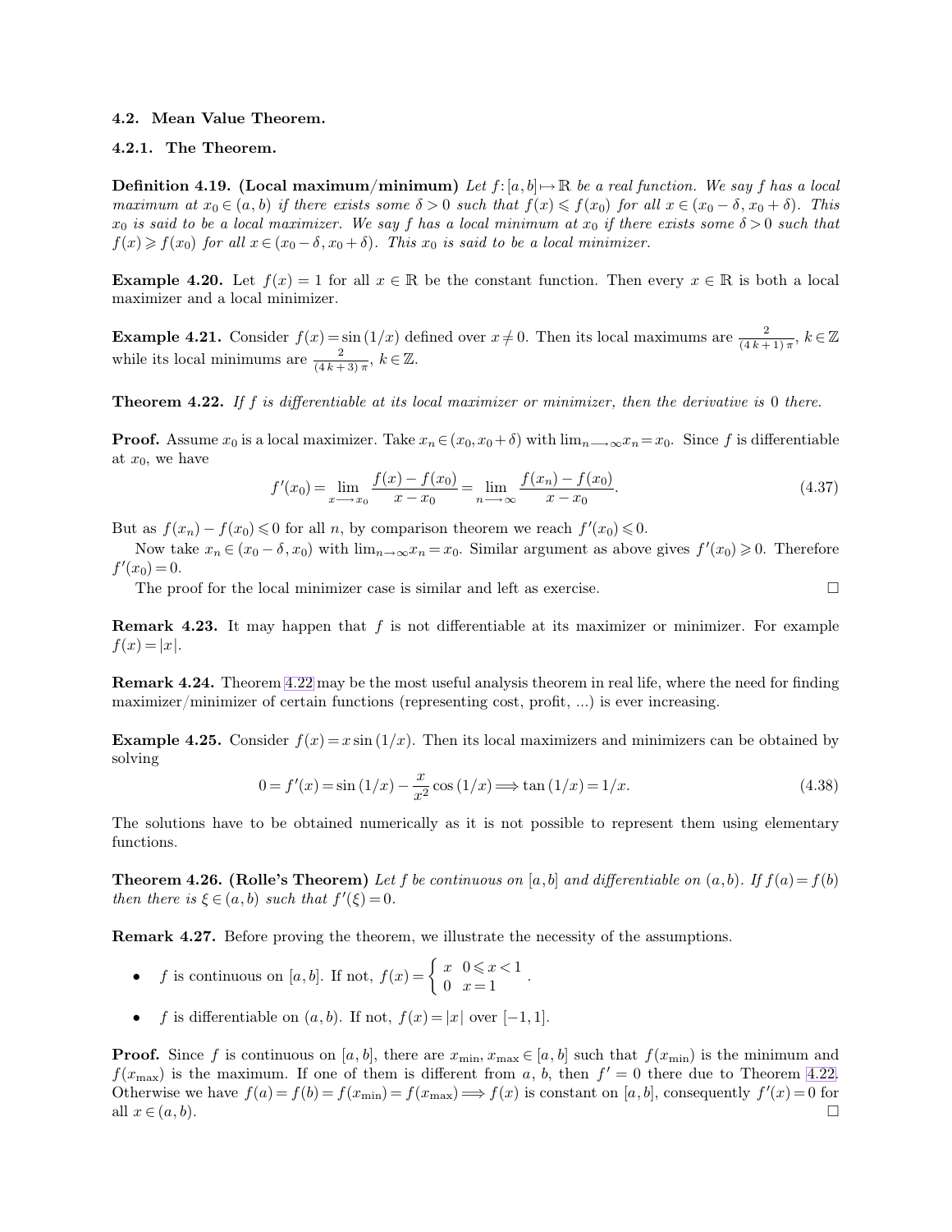### 4.2. Mean Value Theorem.

#### 4.2.1. The Theorem.

**Definition 4.19. (Local maximum/minimum)** *Let $f:[a,b]\mapsto\mathbb{R}$ be a real function. We say $f$ has a local maximum at $x_0\in(a,b)$ if there exists some $\delta>0$ such that $f(x)\leqslant f(x_0)$ for all $x\in(x_0-\delta, x_0+\delta)$. This $x_0$ is said to be a local maximizer. We say $f$ has a local minimum at $x_0$ if there exists some $\delta>0$ such that $f(x)\geqslant f(x_0)$ for all $x\in(x_0-\delta,x_0+\delta)$. This $x_0$ is said to be a local minimizer.*

**Example 4.20.** Let $f(x)=1$ for all $x\in\mathbb{R}$ be the constant function. Then every $x\in\mathbb{R}$ is both a local maximizer and a local minimizer.

**Example 4.21.** Consider $f(x)=\sin(1/x)$ defined over $x\neq 0$. Then its local maximums are $\frac{2}{(4k+1)\pi}$, $k\in\mathbb{Z}$ while its local minimums are $\frac{2}{(4k+3)\pi}$, $k\in\mathbb{Z}$.

**Theorem 4.22.** *If $f$ is differentiable at its local maximizer or minimizer, then the derivative is 0 there.*

**Proof.** Assume $x_0$ is a local maximizer. Take $x_n\in(x_0,x_0+\delta)$ with $\lim_{n\longrightarrow\infty}x_n=x_0$. Since $f$ is differentiable at $x_0$, we have

$$f'(x_0)=\lim_{x\longrightarrow x_0}\frac{f(x)-f(x_0)}{x-x_0}=\lim_{n\longrightarrow\infty}\frac{f(x_n)-f(x_0)}{x-x_0}. \tag{4.37}$$

But as $f(x_n)-f(x_0)\leqslant 0$ for all $n$, by comparison theorem we reach $f'(x_0)\leqslant 0$.

Now take $x_n\in(x_0-\delta,x_0)$ with $\lim_{n\to\infty}x_n=x_0$. Similar argument as above gives $f'(x_0)\geqslant 0$. Therefore $f'(x_0)=0$.

The proof for the local minimizer case is similar and left as exercise. □

**Remark 4.23.** It may happen that $f$ is not differentiable at its maximizer or minimizer. For example $f(x)=|x|$.

**Remark 4.24.** Theorem 4.22 may be the most useful analysis theorem in real life, where the need for finding maximizer/minimizer of certain functions (representing cost, profit, ...) is ever increasing.

**Example 4.25.** Consider $f(x)=x\sin(1/x)$. Then its local maximizers and minimizers can be obtained by solving

$$0=f'(x)=\sin(1/x)-\frac{x}{x^2}\cos(1/x)\Longrightarrow\tan(1/x)=1/x. \tag{4.38}$$

The solutions have to be obtained numerically as it is not possible to represent them using elementary functions.

**Theorem 4.26. (Rolle's Theorem)** *Let $f$ be continuous on $[a,b]$ and differentiable on $(a,b)$. If $f(a)=f(b)$ then there is $\xi\in(a,b)$ such that $f'(\xi)=0$.*

**Remark 4.27.** Before proving the theorem, we illustrate the necessity of the assumptions.

- $f$ is continuous on $[a,b]$. If not, $f(x)=\begin{cases} x & 0\leqslant x<1\\ 0 & x=1\end{cases}$.
- $f$ is differentiable on $(a,b)$. If not, $f(x)=|x|$ over $[-1,1]$.

**Proof.** Since $f$ is continuous on $[a,b]$, there are $x_{\min},x_{\max}\in[a,b]$ such that $f(x_{\min})$ is the minimum and $f(x_{\max})$ is the maximum. If one of them is different from $a$, $b$, then $f'=0$ there due to Theorem 4.22. Otherwise we have $f(a)=f(b)=f(x_{\min})=f(x_{\max})\Longrightarrow f(x)$ is constant on $[a,b]$, consequently $f'(x)=0$ for all $x\in(a,b)$. □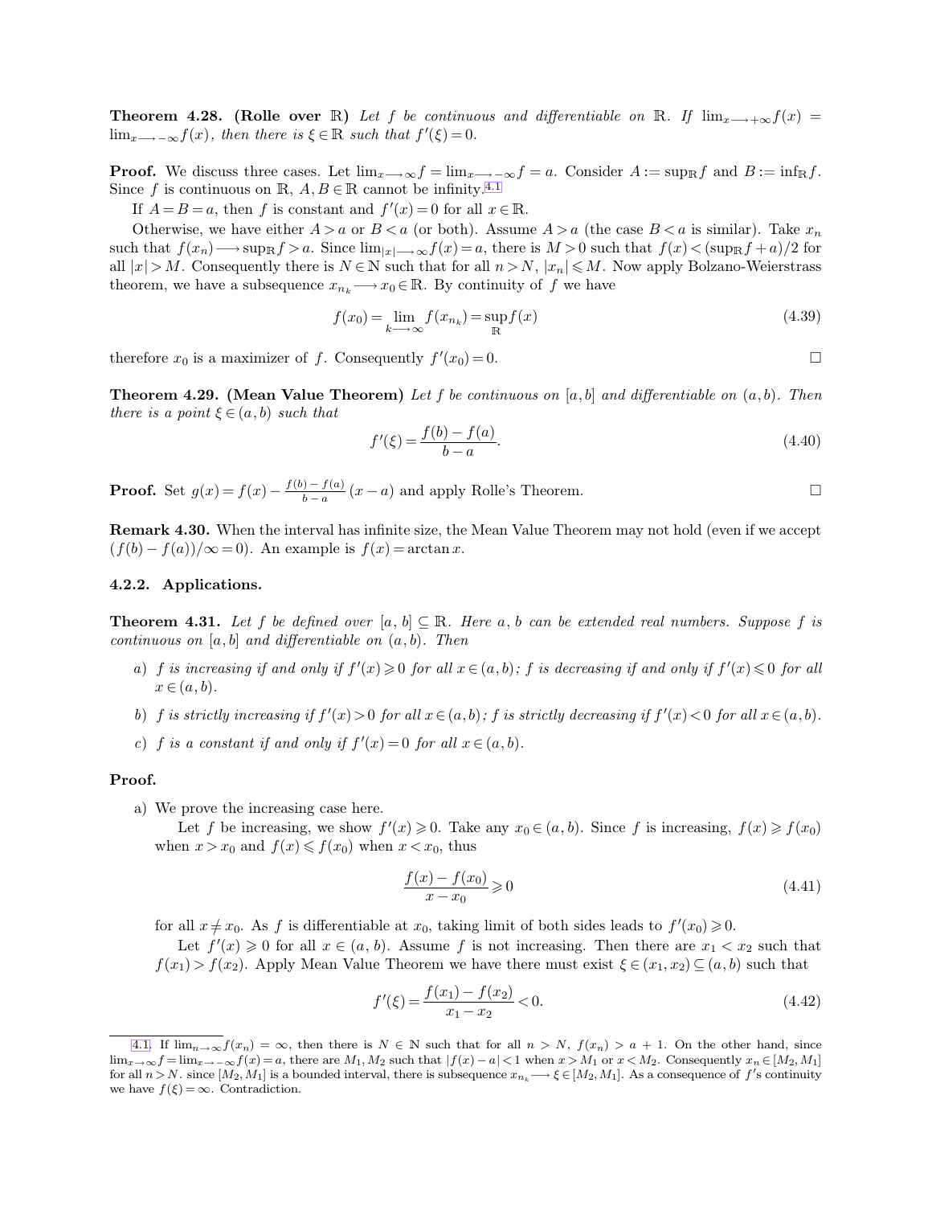**Theorem 4.28. (Rolle over $\mathbb{R}$)** *Let $f$ be continuous and differentiable on $\mathbb{R}$. If $\lim_{x\longrightarrow+\infty} f(x) = \lim_{x\longrightarrow-\infty} f(x)$, then there is $\xi \in \mathbb{R}$ such that $f'(\xi) = 0$.*

**Proof.** We discuss three cases. Let $\lim_{x\longrightarrow\infty} f = \lim_{x\longrightarrow-\infty} f = a$. Consider $A := \sup_{\mathbb{R}} f$ and $B := \inf_{\mathbb{R}} f$. Since $f$ is continuous on $\mathbb{R}$, $A, B \in \mathbb{R}$ cannot be infinity.[4.1]

If $A = B = a$, then $f$ is constant and $f'(x) = 0$ for all $x \in \mathbb{R}$.

Otherwise, we have either $A > a$ or $B < a$ (or both). Assume $A > a$ (the case $B < a$ is similar). Take $x_n$ such that $f(x_n) \longrightarrow \sup_{\mathbb{R}} f > a$. Since $\lim_{|x|\longrightarrow\infty} f(x) = a$, there is $M > 0$ such that $f(x) < (\sup_{\mathbb{R}} f + a)/2$ for all $|x| > M$. Consequently there is $N \in \mathbb{N}$ such that for all $n > N$, $|x_n| \leqslant M$. Now apply Bolzano-Weierstrass theorem, we have a subsequence $x_{n_k} \longrightarrow x_0 \in \mathbb{R}$. By continuity of $f$ we have

$$f(x_0) = \lim_{k\longrightarrow\infty} f(x_{n_k}) = \sup_{\mathbb{R}} f(x) \tag{4.39}$$

therefore $x_0$ is a maximizer of $f$. Consequently $f'(x_0) = 0$. □

**Theorem 4.29. (Mean Value Theorem)** *Let $f$ be continuous on $[a, b]$ and differentiable on $(a, b)$. Then there is a point $\xi \in (a, b)$ such that*

$$f'(\xi) = \frac{f(b) - f(a)}{b - a}. \tag{4.40}$$

**Proof.** Set $g(x) = f(x) - \frac{f(b) - f(a)}{b - a}(x - a)$ and apply Rolle's Theorem. □

**Remark 4.30.** When the interval has infinite size, the Mean Value Theorem may not hold (even if we accept $(f(b) - f(a))/\infty = 0$). An example is $f(x) = \arctan x$.

### 4.2.2. Applications.

**Theorem 4.31.** *Let $f$ be defined over $[a, b] \subseteq \mathbb{R}$. Here $a, b$ can be extended real numbers. Suppose $f$ is continuous on $[a, b]$ and differentiable on $(a, b)$. Then*

a) *$f$ is increasing if and only if $f'(x) \geqslant 0$ for all $x \in (a, b)$; $f$ is decreasing if and only if $f'(x) \leqslant 0$ for all $x \in (a, b)$.*

b) *$f$ is strictly increasing if $f'(x) > 0$ for all $x \in (a, b)$; $f$ is strictly decreasing if $f'(x) < 0$ for all $x \in (a, b)$.*

c) *$f$ is a constant if and only if $f'(x) = 0$ for all $x \in (a, b)$.*

**Proof.**

a) We prove the increasing case here.

Let $f$ be increasing, we show $f'(x) \geqslant 0$. Take any $x_0 \in (a, b)$. Since $f$ is increasing, $f(x) \geqslant f(x_0)$ when $x > x_0$ and $f(x) \leqslant f(x_0)$ when $x < x_0$, thus

$$\frac{f(x) - f(x_0)}{x - x_0} \geqslant 0 \tag{4.41}$$

for all $x \neq x_0$. As $f$ is differentiable at $x_0$, taking limit of both sides leads to $f'(x_0) \geqslant 0$.

Let $f'(x) \geqslant 0$ for all $x \in (a, b)$. Assume $f$ is not increasing. Then there are $x_1 < x_2$ such that $f(x_1) > f(x_2)$. Apply Mean Value Theorem we have there must exist $\xi \in (x_1, x_2) \subseteq (a, b)$ such that

$$f'(\xi) = \frac{f(x_1) - f(x_2)}{x_1 - x_2} < 0. \tag{4.42}$$

---

[4.1] If $\lim_{n\to\infty} f(x_n) = \infty$, then there is $N \in \mathbb{N}$ such that for all $n > N$, $f(x_n) > a + 1$. On the other hand, since $\lim_{x\to\infty} f = \lim_{x\to-\infty} f(x) = a$, there are $M_1, M_2$ such that $|f(x) - a| < 1$ when $x > M_1$ or $x < M_2$. Consequently $x_n \in [M_2, M_1]$ for all $n > N$. since $[M_2, M_1]$ is a bounded interval, there is subsequence $x_{n_k} \longrightarrow \xi \in [M_2, M_1]$. As a consequence of $f$'s continuity we have $f(\xi) = \infty$. Contradiction.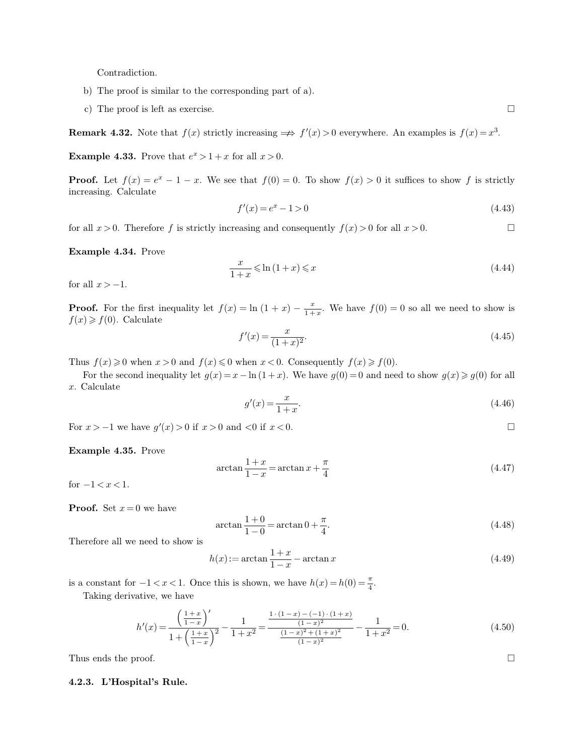Contradiction.

b) The proof is similar to the corresponding part of a).

c) The proof is left as exercise. □

**Remark 4.32.** Note that $f(x)$ strictly increasing $\not\Longrightarrow$ $f'(x) > 0$ everywhere. An examples is $f(x) = x^3$.

**Example 4.33.** Prove that $e^x > 1 + x$ for all $x > 0$.

**Proof.** Let $f(x) = e^x - 1 - x$. We see that $f(0) = 0$. To show $f(x) > 0$ it suffices to show $f$ is strictly increasing. Calculate

$$f'(x) = e^x - 1 > 0 \tag{4.43}$$

for all $x > 0$. Therefore $f$ is strictly increasing and consequently $f(x) > 0$ for all $x > 0$. □

**Example 4.34.** Prove

$$\frac{x}{1+x} \leqslant \ln(1+x) \leqslant x \tag{4.44}$$

for all $x > -1$.

**Proof.** For the first inequality let $f(x) = \ln(1+x) - \frac{x}{1+x}$. We have $f(0) = 0$ so all we need to show is $f(x) \geqslant f(0)$. Calculate

$$f'(x) = \frac{x}{(1+x)^2}. \tag{4.45}$$

Thus $f(x) \geqslant 0$ when $x > 0$ and $f(x) \leqslant 0$ when $x < 0$. Consequently $f(x) \geqslant f(0)$.

For the second inequality let $g(x) = x - \ln(1+x)$. We have $g(0) = 0$ and need to show $g(x) \geqslant g(0)$ for all $x$. Calculate

$$g'(x) = \frac{x}{1+x}. \tag{4.46}$$

For $x > -1$ we have $g'(x) > 0$ if $x > 0$ and $<0$ if $x < 0$. □

**Example 4.35.** Prove

$$\arctan\frac{1+x}{1-x} = \arctan x + \frac{\pi}{4} \tag{4.47}$$

for $-1 < x < 1$.

**Proof.** Set $x = 0$ we have

$$\arctan\frac{1+0}{1-0} = \arctan 0 + \frac{\pi}{4}. \tag{4.48}$$

Therefore all we need to show is

$$h(x) := \arctan\frac{1+x}{1-x} - \arctan x \tag{4.49}$$

is a constant for $-1 < x < 1$. Once this is shown, we have $h(x) = h(0) = \frac{\pi}{4}$.

Taking derivative, we have

$$h'(x) = \frac{\left(\frac{1+x}{1-x}\right)'}{1 + \left(\frac{1+x}{1-x}\right)^2} - \frac{1}{1+x^2} = \frac{\frac{1\cdot(1-x) - (-1)\cdot(1+x)}{(1-x)^2}}{\frac{(1-x)^2 + (1+x)^2}{(1-x)^2}} - \frac{1}{1+x^2} = 0. \tag{4.50}$$

Thus ends the proof. □

### 4.2.3. L'Hospital's Rule.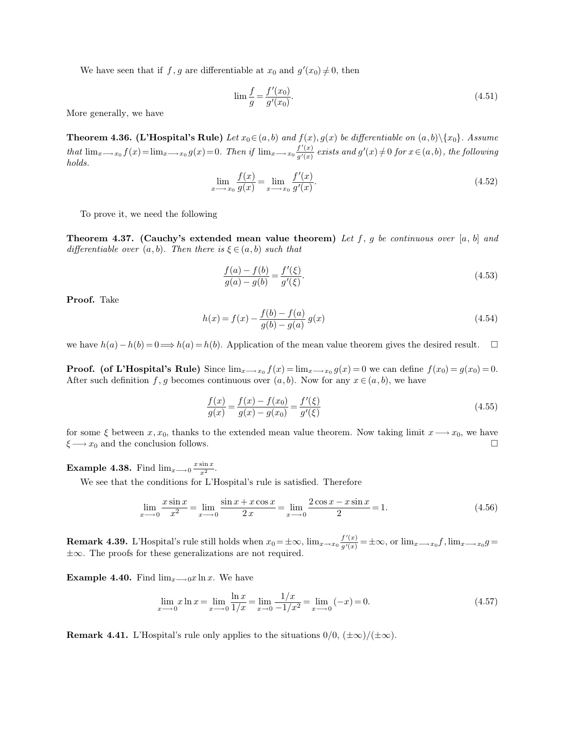We have seen that if $f, g$ are differentiable at $x_0$ and $g'(x_0) \neq 0$, then

$$\lim \frac{f}{g} = \frac{f'(x_0)}{g'(x_0)}. \tag{4.51}$$

More generally, we have

**Theorem 4.36. (L'Hospital's Rule)** *Let $x_0 \in (a,b)$ and $f(x), g(x)$ be differentiable on $(a,b)\backslash\{x_0\}$. Assume that $\lim_{x \longrightarrow x_0} f(x) = \lim_{x \longrightarrow x_0} g(x) = 0$. Then if $\lim_{x \longrightarrow x_0} \frac{f'(x)}{g'(x)}$ exists and $g'(x) \neq 0$ for $x \in (a,b)$, the following holds.*

$$\lim_{x \longrightarrow x_0} \frac{f(x)}{g(x)} = \lim_{x \longrightarrow x_0} \frac{f'(x)}{g'(x)}. \tag{4.52}$$

To prove it, we need the following

**Theorem 4.37. (Cauchy's extended mean value theorem)** *Let $f$, $g$ be continuous over $[a, b]$ and differentiable over $(a,b)$. Then there is $\xi \in (a,b)$ such that*

$$\frac{f(a) - f(b)}{g(a) - g(b)} = \frac{f'(\xi)}{g'(\xi)}. \tag{4.53}$$

**Proof.** Take

$$h(x) = f(x) - \frac{f(b) - f(a)}{g(b) - g(a)}\, g(x) \tag{4.54}$$

we have $h(a) - h(b) = 0 \Longrightarrow h(a) = h(b)$. Application of the mean value theorem gives the desired result. □

**Proof. (of L'Hospital's Rule)** Since $\lim_{x \longrightarrow x_0} f(x) = \lim_{x \longrightarrow x_0} g(x) = 0$ we can define $f(x_0) = g(x_0) = 0$. After such definition $f, g$ becomes continuous over $(a,b)$. Now for any $x \in (a,b)$, we have

$$\frac{f(x)}{g(x)} = \frac{f(x) - f(x_0)}{g(x) - g(x_0)} = \frac{f'(\xi)}{g'(\xi)} \tag{4.55}$$

for some $\xi$ between $x, x_0$, thanks to the extended mean value theorem. Now taking limit $x \longrightarrow x_0$, we have $\xi \longrightarrow x_0$ and the conclusion follows. □

**Example 4.38.** Find $\lim_{x \longrightarrow 0} \frac{x \sin x}{x^2}$.

We see that the conditions for L'Hospital's rule is satisfied. Therefore

$$\lim_{x \longrightarrow 0} \frac{x \sin x}{x^2} = \lim_{x \longrightarrow 0} \frac{\sin x + x \cos x}{2\,x} = \lim_{x \longrightarrow 0} \frac{2 \cos x - x \sin x}{2} = 1. \tag{4.56}$$

**Remark 4.39.** L'Hospital's rule still holds when $x_0 = \pm\infty$, $\lim_{x \to x_0} \frac{f'(x)}{g'(x)} = \pm\infty$, or $\lim_{x \longrightarrow x_0} f, \lim_{x \longrightarrow x_0} g = \pm\infty$. The proofs for these generalizations are not required.

**Example 4.40.** Find $\lim_{x \longrightarrow 0} x \ln x$. We have

$$\lim_{x \longrightarrow 0} x \ln x = \lim_{x \longrightarrow 0} \frac{\ln x}{1/x} = \lim_{x \to 0} \frac{1/x}{-1/x^2} = \lim_{x \longrightarrow 0} (-x) = 0. \tag{4.57}$$

**Remark 4.41.** L'Hospital's rule only applies to the situations $0/0$, $(\pm\infty)/(\pm\infty)$.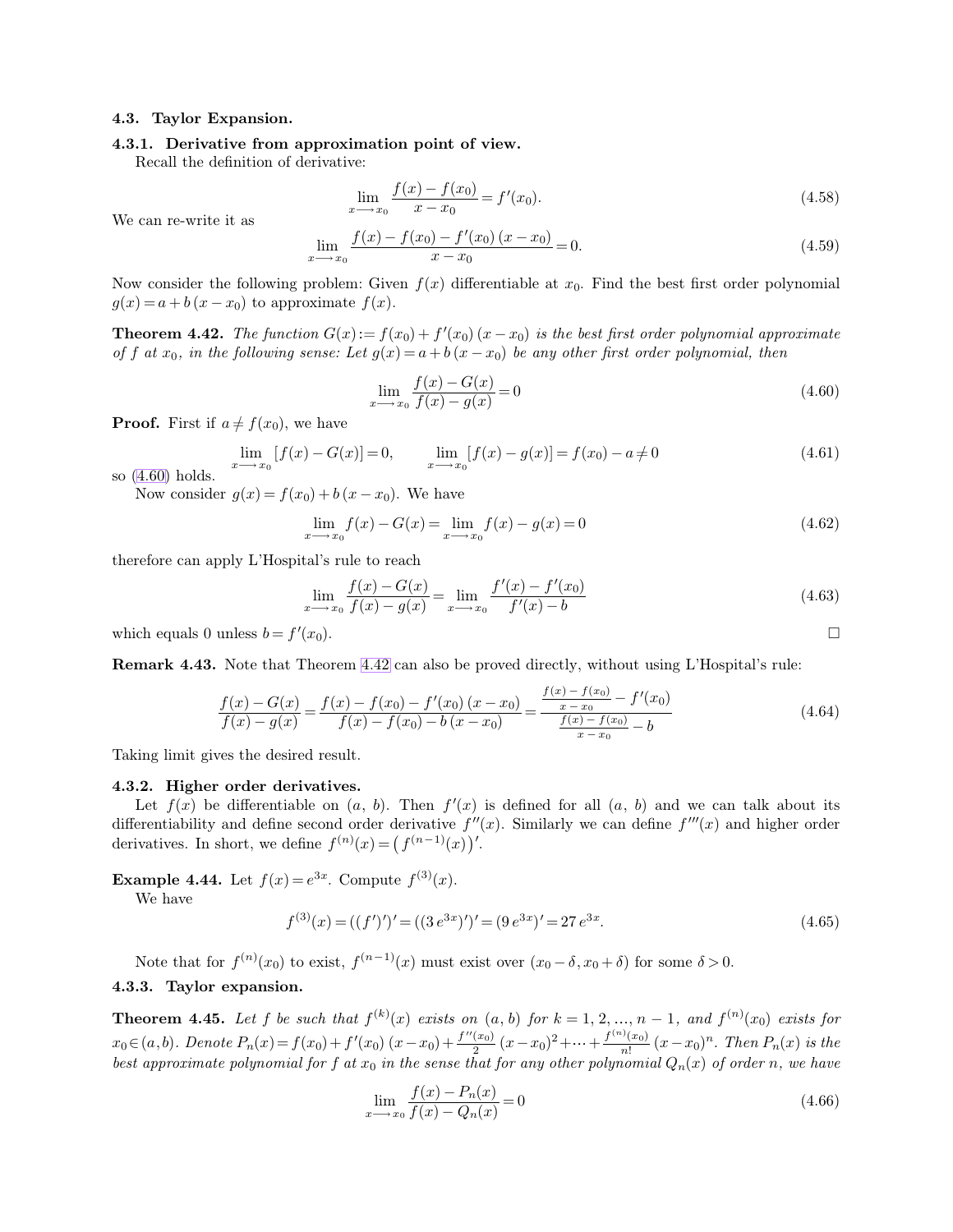### 4.3. Taylor Expansion.

#### 4.3.1. Derivative from approximation point of view.

Recall the definition of derivative:

$$\lim_{x \longrightarrow x_0} \frac{f(x) - f(x_0)}{x - x_0} = f'(x_0). \tag{4.58}$$

We can re-write it as

$$\lim_{x \longrightarrow x_0} \frac{f(x) - f(x_0) - f'(x_0)\,(x - x_0)}{x - x_0} = 0. \tag{4.59}$$

Now consider the following problem: Given $f(x)$ differentiable at $x_0$. Find the best first order polynomial $g(x) = a + b\,(x - x_0)$ to approximate $f(x)$.

**Theorem 4.42.** *The function $G(x) := f(x_0) + f'(x_0)\,(x - x_0)$ is the best first order polynomial approximate of $f$ at $x_0$, in the following sense: Let $g(x) = a + b\,(x - x_0)$ be any other first order polynomial, then*

$$\lim_{x \longrightarrow x_0} \frac{f(x) - G(x)}{f(x) - g(x)} = 0 \tag{4.60}$$

**Proof.** First if $a \neq f(x_0)$, we have

$$\lim_{x \longrightarrow x_0} [f(x) - G(x)] = 0, \qquad \lim_{x \longrightarrow x_0} [f(x) - g(x)] = f(x_0) - a \neq 0 \tag{4.61}$$

so (4.60) holds.

Now consider $g(x) = f(x_0) + b\,(x - x_0)$. We have

$$\lim_{x \longrightarrow x_0} f(x) - G(x) = \lim_{x \longrightarrow x_0} f(x) - g(x) = 0 \tag{4.62}$$

therefore can apply L'Hospital's rule to reach

$$\lim_{x \longrightarrow x_0} \frac{f(x) - G(x)}{f(x) - g(x)} = \lim_{x \longrightarrow x_0} \frac{f'(x) - f'(x_0)}{f'(x) - b} \tag{4.63}$$

which equals 0 unless $b = f'(x_0)$. □

**Remark 4.43.** Note that Theorem 4.42 can also be proved directly, without using L'Hospital's rule:

$$\frac{f(x) - G(x)}{f(x) - g(x)} = \frac{f(x) - f(x_0) - f'(x_0)\,(x - x_0)}{f(x) - f(x_0) - b\,(x - x_0)} = \frac{\frac{f(x) - f(x_0)}{x - x_0} - f'(x_0)}{\frac{f(x) - f(x_0)}{x - x_0} - b} \tag{4.64}$$

Taking limit gives the desired result.

#### 4.3.2. Higher order derivatives.

Let $f(x)$ be differentiable on $(a,\, b)$. Then $f'(x)$ is defined for all $(a,\, b)$ and we can talk about its differentiability and define second order derivative $f''(x)$. Similarly we can define $f'''(x)$ and higher order derivatives. In short, we define $f^{(n)}(x) = \left(f^{(n-1)}(x)\right)'$.

**Example 4.44.** Let $f(x) = e^{3x}$. Compute $f^{(3)}(x)$.

We have

$$f^{(3)}(x) = ((f')')' = ((3\,e^{3x})')' = (9\,e^{3x})' = 27\,e^{3x}. \tag{4.65}$$

Note that for $f^{(n)}(x_0)$ to exist, $f^{(n-1)}(x)$ must exist over $(x_0 - \delta, x_0 + \delta)$ for some $\delta > 0$.

#### 4.3.3. Taylor expansion.

**Theorem 4.45.** *Let $f$ be such that $f^{(k)}(x)$ exists on $(a,\, b)$ for $k = 1, 2, \ldots, n-1$, and $f^{(n)}(x_0)$ exists for $x_0 \in (a, b)$. Denote $P_n(x) = f(x_0) + f'(x_0)\,(x - x_0) + \frac{f''(x_0)}{2}\,(x - x_0)^2 + \cdots + \frac{f^{(n)}(x_0)}{n!}\,(x - x_0)^n$. Then $P_n(x)$ is the best approximate polynomial for $f$ at $x_0$ in the sense that for any other polynomial $Q_n(x)$ of order $n$, we have*

$$\lim_{x \longrightarrow x_0} \frac{f(x) - P_n(x)}{f(x) - Q_n(x)} = 0 \tag{4.66}$$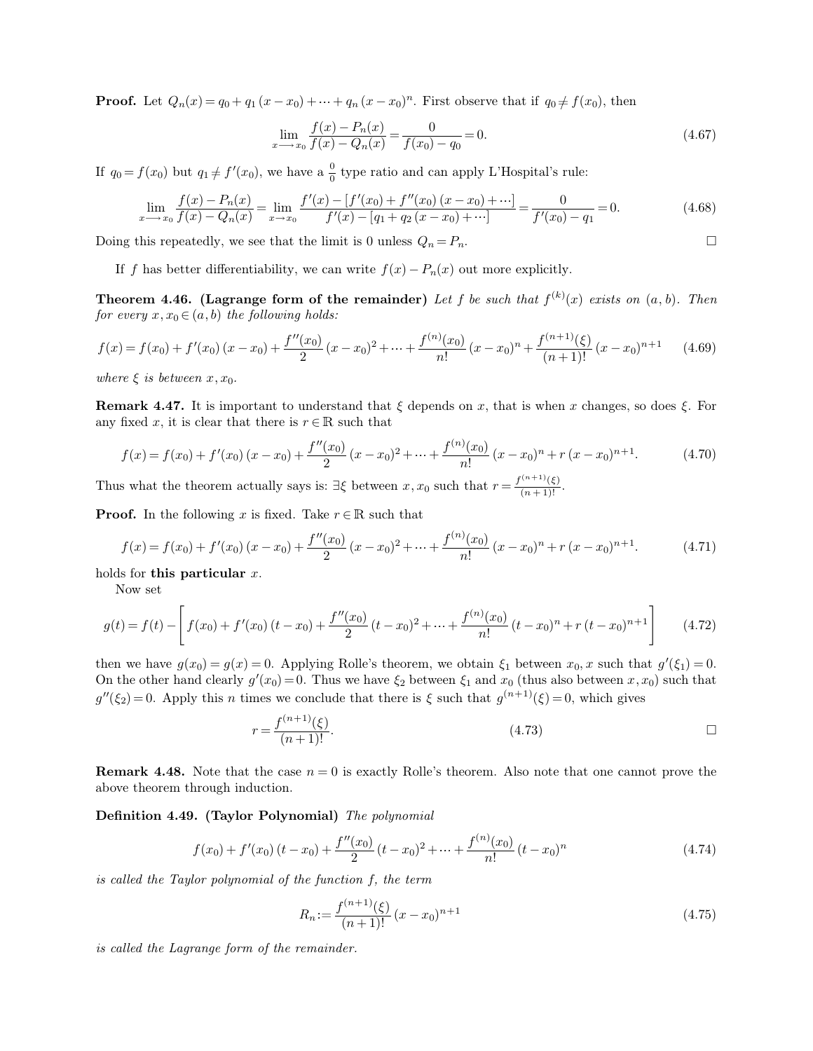**Proof.** Let $Q_n(x) = q_0 + q_1 (x - x_0) + \cdots + q_n (x - x_0)^n$. First observe that if $q_0 \neq f(x_0)$, then

$$\lim_{x \longrightarrow x_0} \frac{f(x) - P_n(x)}{f(x) - Q_n(x)} = \frac{0}{f(x_0) - q_0} = 0. \tag{4.67}$$

If $q_0 = f(x_0)$ but $q_1 \neq f'(x_0)$, we have a $\frac{0}{0}$ type ratio and can apply L'Hospital's rule:

$$\lim_{x \longrightarrow x_0} \frac{f(x) - P_n(x)}{f(x) - Q_n(x)} = \lim_{x \to x_0} \frac{f'(x) - [f'(x_0) + f''(x_0)(x - x_0) + \cdots]}{f'(x) - [q_1 + q_2 (x - x_0) + \cdots]} = \frac{0}{f'(x_0) - q_1} = 0. \tag{4.68}$$

Doing this repeatedly, we see that the limit is 0 unless $Q_n = P_n$. □

If $f$ has better differentiability, we can write $f(x) - P_n(x)$ out more explicitly.

**Theorem 4.46. (Lagrange form of the remainder)** *Let $f$ be such that $f^{(k)}(x)$ exists on $(a, b)$. Then for every $x, x_0 \in (a, b)$ the following holds:*

$$f(x) = f(x_0) + f'(x_0)(x - x_0) + \frac{f''(x_0)}{2}(x - x_0)^2 + \cdots + \frac{f^{(n)}(x_0)}{n!}(x - x_0)^n + \frac{f^{(n+1)}(\xi)}{(n+1)!}(x - x_0)^{n+1} \tag{4.69}$$

*where $\xi$ is between $x, x_0$.*

**Remark 4.47.** It is important to understand that $\xi$ depends on $x$, that is when $x$ changes, so does $\xi$. For any fixed $x$, it is clear that there is $r \in \mathbb{R}$ such that

$$f(x) = f(x_0) + f'(x_0)(x - x_0) + \frac{f''(x_0)}{2}(x - x_0)^2 + \cdots + \frac{f^{(n)}(x_0)}{n!}(x - x_0)^n + r (x - x_0)^{n+1}. \tag{4.70}$$

Thus what the theorem actually says is: $\exists \xi$ between $x, x_0$ such that $r = \frac{f^{(n+1)}(\xi)}{(n+1)!}$.

**Proof.** In the following $x$ is fixed. Take $r \in \mathbb{R}$ such that

$$f(x) = f(x_0) + f'(x_0)(x - x_0) + \frac{f''(x_0)}{2}(x - x_0)^2 + \cdots + \frac{f^{(n)}(x_0)}{n!}(x - x_0)^n + r (x - x_0)^{n+1}. \tag{4.71}$$

holds for **this particular** $x$.

Now set

$$g(t) = f(t) - \left[ f(x_0) + f'(x_0)(t - x_0) + \frac{f''(x_0)}{2}(t - x_0)^2 + \cdots + \frac{f^{(n)}(x_0)}{n!}(t - x_0)^n + r (t - x_0)^{n+1} \right] \tag{4.72}$$

then we have $g(x_0) = g(x) = 0$. Applying Rolle's theorem, we obtain $\xi_1$ between $x_0, x$ such that $g'(\xi_1) = 0$. On the other hand clearly $g'(x_0) = 0$. Thus we have $\xi_2$ between $\xi_1$ and $x_0$ (thus also between $x, x_0$) such that $g''(\xi_2) = 0$. Apply this $n$ times we conclude that there is $\xi$ such that $g^{(n+1)}(\xi) = 0$, which gives

$$r = \frac{f^{(n+1)}(\xi)}{(n+1)!}. \tag{4.73}$$

□

**Remark 4.48.** Note that the case $n = 0$ is exactly Rolle's theorem. Also note that one cannot prove the above theorem through induction.

**Definition 4.49. (Taylor Polynomial)** *The polynomial*

$$f(x_0) + f'(x_0)(t - x_0) + \frac{f''(x_0)}{2}(t - x_0)^2 + \cdots + \frac{f^{(n)}(x_0)}{n!}(t - x_0)^n \tag{4.74}$$

*is called the Taylor polynomial of the function $f$, the term*

$$R_n := \frac{f^{(n+1)}(\xi)}{(n+1)!}(x - x_0)^{n+1} \tag{4.75}$$

*is called the Lagrange form of the remainder.*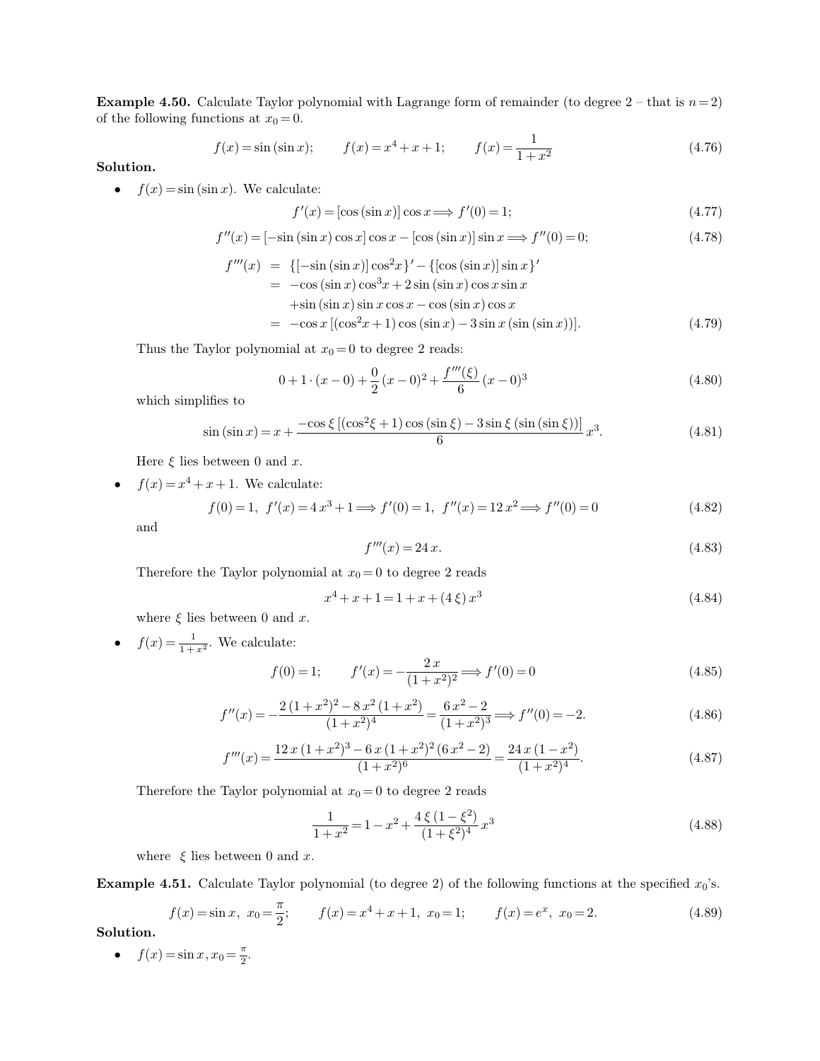**Example 4.50.** Calculate Taylor polynomial with Lagrange form of remainder (to degree 2 – that is $n=2$) of the following functions at $x_0=0$.

$$f(x)=\sin(\sin x); \qquad f(x)=x^4+x+1; \qquad f(x)=\frac{1}{1+x^2} \tag{4.76}$$

**Solution.**

- $f(x)=\sin(\sin x)$. We calculate:

$$f'(x)=[\cos(\sin x)]\cos x \Longrightarrow f'(0)=1; \tag{4.77}$$

$$f''(x)=[-\sin(\sin x)\cos x]\cos x-[\cos(\sin x)]\sin x \Longrightarrow f''(0)=0; \tag{4.78}$$

$$\begin{aligned} f'''(x) &= \{[-\sin(\sin x)]\cos^2 x\}'-\{[\cos(\sin x)]\sin x\}' \\ &= -\cos(\sin x)\cos^3 x+2\sin(\sin x)\cos x\sin x \\ &\quad +\sin(\sin x)\sin x\cos x-\cos(\sin x)\cos x \\ &= -\cos x\,[(\cos^2 x+1)\cos(\sin x)-3\sin x\,(\sin(\sin x))]. \end{aligned} \tag{4.79}$$

  Thus the Taylor polynomial at $x_0=0$ to degree 2 reads:

$$0+1\cdot(x-0)+\frac{0}{2}(x-0)^2+\frac{f'''(\xi)}{6}(x-0)^3 \tag{4.80}$$

  which simplifies to

$$\sin(\sin x)=x+\frac{-\cos\xi\,[(\cos^2\xi+1)\cos(\sin\xi)-3\sin\xi\,(\sin(\sin\xi))]}{6}x^3. \tag{4.81}$$

  Here $\xi$ lies between 0 and $x$.

- $f(x)=x^4+x+1$. We calculate:

$$f(0)=1,\ f'(x)=4x^3+1 \Longrightarrow f'(0)=1,\ f''(x)=12x^2 \Longrightarrow f''(0)=0 \tag{4.82}$$

  and

$$f'''(x)=24x. \tag{4.83}$$

  Therefore the Taylor polynomial at $x_0=0$ to degree 2 reads

$$x^4+x+1=1+x+(4\xi)x^3 \tag{4.84}$$

  where $\xi$ lies between 0 and $x$.

- $f(x)=\frac{1}{1+x^2}$. We calculate:

$$f(0)=1; \qquad f'(x)=-\frac{2x}{(1+x^2)^2} \Longrightarrow f'(0)=0 \tag{4.85}$$

$$f''(x)=-\frac{2(1+x^2)^2-8x^2(1+x^2)}{(1+x^2)^4}=\frac{6x^2-2}{(1+x^2)^3} \Longrightarrow f''(0)=-2. \tag{4.86}$$

$$f'''(x)=\frac{12x(1+x^2)^3-6x(1+x^2)^2(6x^2-2)}{(1+x^2)^6}=\frac{24x(1-x^2)}{(1+x^2)^4}. \tag{4.87}$$

  Therefore the Taylor polynomial at $x_0=0$ to degree 2 reads

$$\frac{1}{1+x^2}=1-x^2+\frac{4\xi(1-\xi^2)}{(1+\xi^2)^4}x^3 \tag{4.88}$$

  where $\xi$ lies between 0 and $x$.

**Example 4.51.** Calculate Taylor polynomial (to degree 2) of the following functions at the specified $x_0$'s.

$$f(x)=\sin x,\ x_0=\frac{\pi}{2}; \qquad f(x)=x^4+x+1,\ x_0=1; \qquad f(x)=e^x,\ x_0=2. \tag{4.89}$$

**Solution.**

- $f(x)=\sin x, x_0=\frac{\pi}{2}$.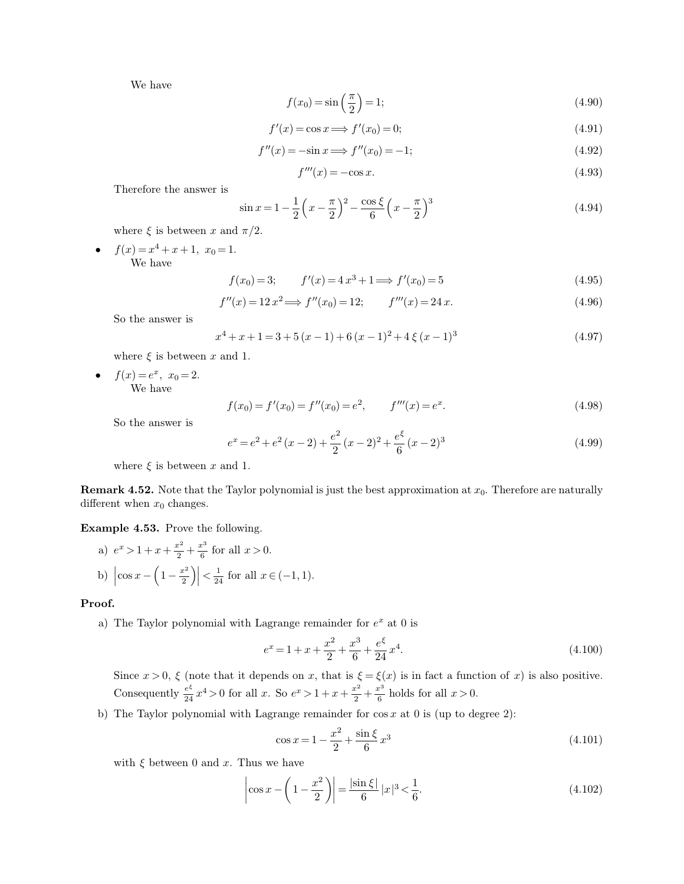We have

$$f(x_0) = \sin\left(\frac{\pi}{2}\right) = 1; \tag{4.90}$$

$$f'(x) = \cos x \Longrightarrow f'(x_0) = 0; \tag{4.91}$$

$$f''(x) = -\sin x \Longrightarrow f''(x_0) = -1; \tag{4.92}$$

$$f'''(x) = -\cos x. \tag{4.93}$$

Therefore the answer is

$$\sin x = 1 - \frac{1}{2}\left(x - \frac{\pi}{2}\right)^2 - \frac{\cos \xi}{6}\left(x - \frac{\pi}{2}\right)^3 \tag{4.94}$$

where $\xi$ is between $x$ and $\pi/2$.

- $f(x) = x^4 + x + 1,\ x_0 = 1.$

  We have

$$f(x_0) = 3; \qquad f'(x) = 4\,x^3 + 1 \Longrightarrow f'(x_0) = 5 \tag{4.95}$$

$$f''(x) = 12\,x^2 \Longrightarrow f''(x_0) = 12; \qquad f'''(x) = 24\,x. \tag{4.96}$$

  So the answer is

$$x^4 + x + 1 = 3 + 5\,(x-1) + 6\,(x-1)^2 + 4\,\xi\,(x-1)^3 \tag{4.97}$$

  where $\xi$ is between $x$ and 1.

- $f(x) = e^x,\ x_0 = 2.$

  We have

$$f(x_0) = f'(x_0) = f''(x_0) = e^2, \qquad f'''(x) = e^x. \tag{4.98}$$

  So the answer is

$$e^x = e^2 + e^2\,(x-2) + \frac{e^2}{2}\,(x-2)^2 + \frac{e^\xi}{6}\,(x-2)^3 \tag{4.99}$$

  where $\xi$ is between $x$ and 1.

**Remark 4.52.** Note that the Taylor polynomial is just the best approximation at $x_0$. Therefore are naturally different when $x_0$ changes.

**Example 4.53.** Prove the following.

a) $e^x > 1 + x + \frac{x^2}{2} + \frac{x^3}{6}$ for all $x > 0$.

b) $\left|\cos x - \left(1 - \frac{x^2}{2}\right)\right| < \frac{1}{24}$ for all $x \in (-1, 1)$.

**Proof.**

a) The Taylor polynomial with Lagrange remainder for $e^x$ at 0 is

$$e^x = 1 + x + \frac{x^2}{2} + \frac{x^3}{6} + \frac{e^\xi}{24}\,x^4. \tag{4.100}$$

Since $x > 0$, $\xi$ (note that it depends on $x$, that is $\xi = \xi(x)$ is in fact a function of $x$) is also positive. Consequently $\frac{e^\xi}{24}\,x^4 > 0$ for all $x$. So $e^x > 1 + x + \frac{x^2}{2} + \frac{x^3}{6}$ holds for all $x > 0$.

b) The Taylor polynomial with Lagrange remainder for $\cos x$ at 0 is (up to degree 2):

$$\cos x = 1 - \frac{x^2}{2} + \frac{\sin \xi}{6}\,x^3 \tag{4.101}$$

with $\xi$ between 0 and $x$. Thus we have

$$\left|\cos x - \left(1 - \frac{x^2}{2}\right)\right| = \frac{|\sin \xi|}{6}\,|x|^3 < \frac{1}{6}. \tag{4.102}$$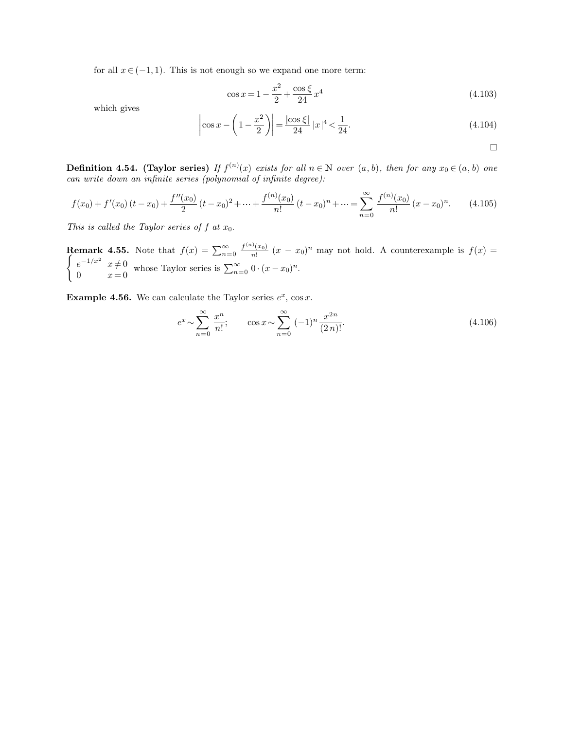for all $x \in (-1, 1)$. This is not enough so we expand one more term:

$$\cos x = 1 - \frac{x^2}{2} + \frac{\cos \xi}{24} x^4 \tag{4.103}$$

which gives

$$\left| \cos x - \left( 1 - \frac{x^2}{2} \right) \right| = \frac{|\cos \xi|}{24} |x|^4 < \frac{1}{24}. \tag{4.104}$$

□

**Definition 4.54. (Taylor series)** *If $f^{(n)}(x)$ exists for all $n \in \mathbb{N}$ over $(a, b)$, then for any $x_0 \in (a, b)$ one can write down an infinite series (polynomial of infinite degree):*

$$f(x_0) + f'(x_0)(t - x_0) + \frac{f''(x_0)}{2}(t - x_0)^2 + \cdots + \frac{f^{(n)}(x_0)}{n!}(t - x_0)^n + \cdots = \sum_{n=0}^{\infty} \frac{f^{(n)}(x_0)}{n!}(x - x_0)^n. \tag{4.105}$$

*This is called the Taylor series of $f$ at $x_0$.*

**Remark 4.55.** Note that $f(x) = \sum_{n=0}^{\infty} \frac{f^{(n)}(x_0)}{n!} (x - x_0)^n$ may not hold. A counterexample is $f(x) = \begin{cases} e^{-1/x^2} & x \neq 0 \\ 0 & x = 0 \end{cases}$ whose Taylor series is $\sum_{n=0}^{\infty} 0 \cdot (x - x_0)^n$.

**Example 4.56.** We can calculate the Taylor series $e^x$, $\cos x$.

$$e^x \sim \sum_{n=0}^{\infty} \frac{x^n}{n!}; \qquad \cos x \sim \sum_{n=0}^{\infty} (-1)^n \frac{x^{2n}}{(2n)!}. \tag{4.106}$$